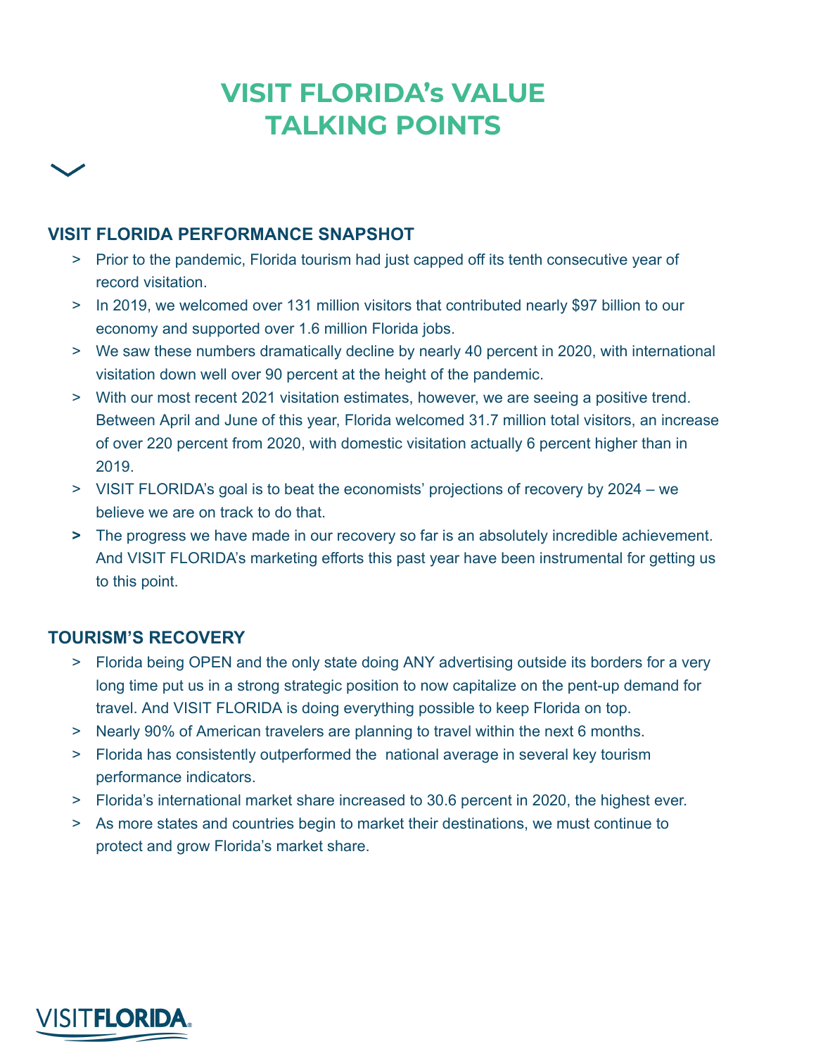# VISIT FLORIDA's VALUE TALKING POINTS

## VISIT FLORIDA PERFORMANCE SNAPSHOT

- Prior to the pandemic, Florida tourism had just capped off its tenth consecutive year of record visitation.
- In 2019, we welcomed over 131 million visitors that contributed nearly $97 billion to our economy and supported over 1.6 million Florida jobs.
- We saw these numbers dramatically decline by nearly 40 percent in 2020, with international visitation down well over 90 percent at the height of the pandemic.
- With our most recent 2021 visitation estimates, however, we are seeing a positive trend. Between April and June of this year, Florida welcomed 31.7 million total visitors, an increase of over 220 percent from 2020, with domestic visitation actually 6 percent higher than in 2019.
- VISIT FLORIDA's goal is to beat the economists' projections of recovery by 2024 – we believe we are on track to do that.
- The progress we have made in our recovery so far is an absolutely incredible achievement. And VISIT FLORIDA's marketing efforts this past year have been instrumental for getting us to this point.

## TOURISM'S RECOVERY

- Florida being OPEN and the only state doing ANY advertising outside its borders for a very long time put us in a strong strategic position to now capitalize on the pent-up demand for travel. And VISIT FLORIDA is doing everything possible to keep Florida on top.
- Nearly 90% of American travelers are planning to travel within the next 6 months.
- Florida has consistently outperformed the national average in several key tourism performance indicators.
- Florida's international market share increased to 30.6 percent in 2020, the highest ever.
- As more states and countries begin to market their destinations, we must continue to protect and grow Florida's market share.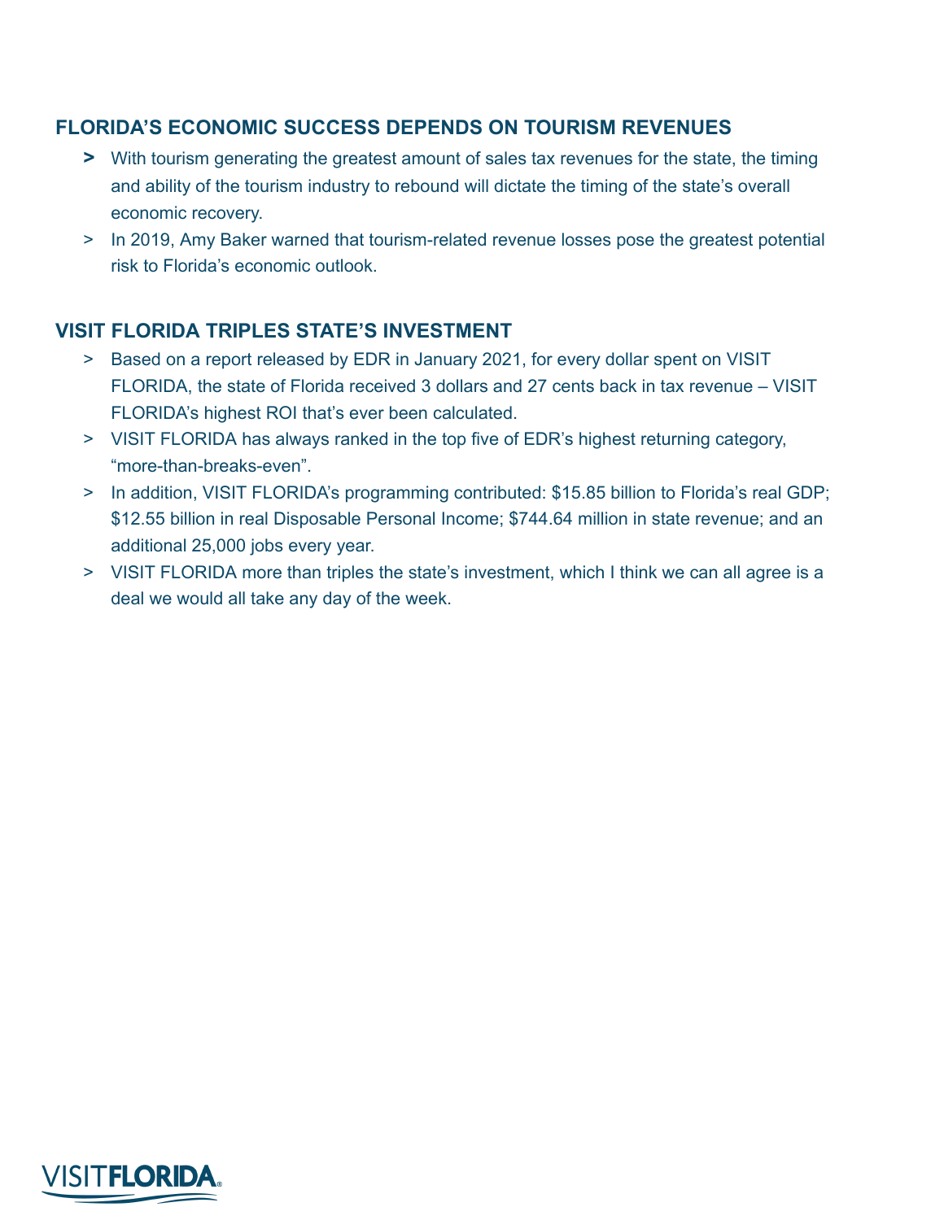## FLORIDA'S ECONOMIC SUCCESS DEPENDS ON TOURISM REVENUES

- With tourism generating the greatest amount of sales tax revenues for the state, the timing and ability of the tourism industry to rebound will dictate the timing of the state's overall economic recovery.
- In 2019, Amy Baker warned that tourism-related revenue losses pose the greatest potential risk to Florida's economic outlook.

## VISIT FLORIDA TRIPLES STATE'S INVESTMENT

- Based on a report released by EDR in January 2021, for every dollar spent on VISIT FLORIDA, the state of Florida received 3 dollars and 27 cents back in tax revenue – VISIT FLORIDA's highest ROI that's ever been calculated.
- VISIT FLORIDA has always ranked in the top five of EDR's highest returning category, "more-than-breaks-even".
- In addition, VISIT FLORIDA's programming contributed: $15.85 billion to Florida's real GDP; $12.55 billion in real Disposable Personal Income; $744.64 million in state revenue; and an additional 25,000 jobs every year.
- VISIT FLORIDA more than triples the state's investment, which I think we can all agree is a deal we would all take any day of the week.